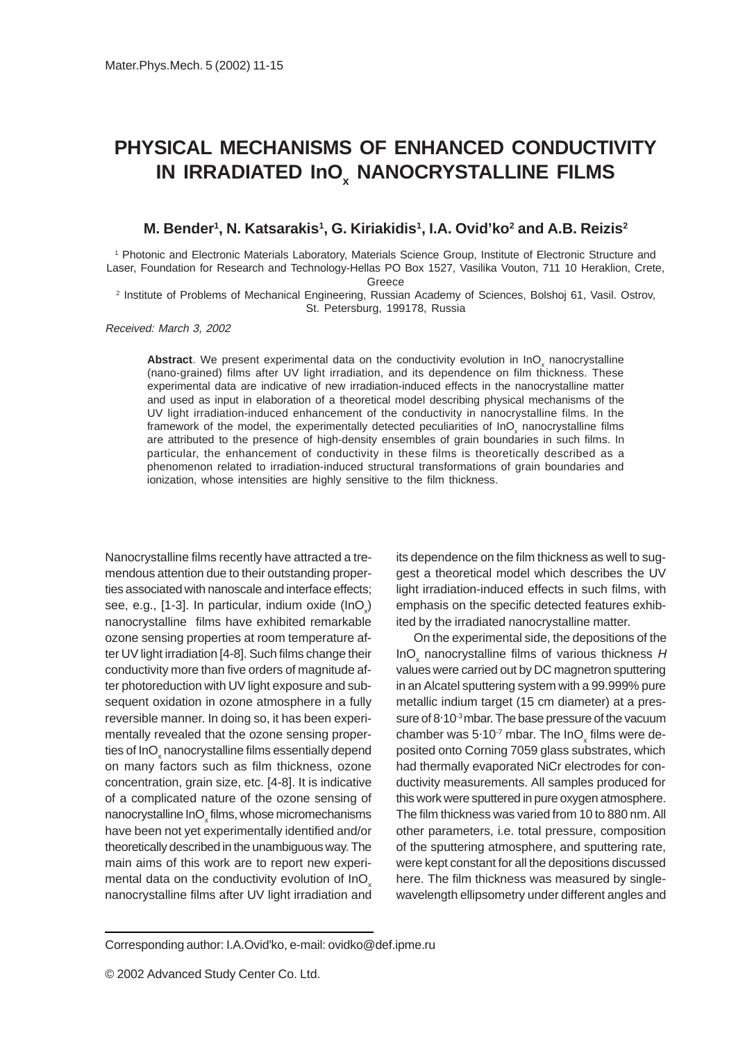# PHYSICAL MECHANISMS OF ENHANCED CONDUCTIVITY IN IRRADIATED $InO_x$ NANOCRYSTALLINE FILMS

**M. Bender[1], N. Katsarakis[1], G. Kiriakidis[1], I.A. Ovid'ko[2] and A.B. Reizis[2]**

[1] Photonic and Electronic Materials Laboratory, Materials Science Group, Institute of Electronic Structure and Laser, Foundation for Research and Technology-Hellas PO Box 1527, Vasilika Vouton, 711 10 Heraklion, Crete, Greece

[2] Institute of Problems of Mechanical Engineering, Russian Academy of Sciences, Bolshoj 61, Vasil. Ostrov, St. Petersburg, 199178, Russia

*Received: March 3, 2002*

**Abstract**. We present experimental data on the conductivity evolution in $InO_x$ nanocrystalline (nano-grained) films after UV light irradiation, and its dependence on film thickness. These experimental data are indicative of new irradiation-induced effects in the nanocrystalline matter and used as input in elaboration of a theoretical model describing physical mechanisms of the UV light irradiation-induced enhancement of the conductivity in nanocrystalline films. In the framework of the model, the experimentally detected peculiarities of $InO_x$ nanocrystalline films are attributed to the presence of high-density ensembles of grain boundaries in such films. In particular, the enhancement of conductivity in these films is theoretically described as a phenomenon related to irradiation-induced structural transformations of grain boundaries and ionization, whose intensities are highly sensitive to the film thickness.

Nanocrystalline films recently have attracted a tremendous attention due to their outstanding properties associated with nanoscale and interface effects; see, e.g., [1-3]. In particular, indium oxide ($InO_x$) nanocrystalline films have exhibited remarkable ozone sensing properties at room temperature after UV light irradiation [4-8]. Such films change their conductivity more than five orders of magnitude after photoreduction with UV light exposure and subsequent oxidation in ozone atmosphere in a fully reversible manner. In doing so, it has been experimentally revealed that the ozone sensing properties of $InO_x$ nanocrystalline films essentially depend on many factors such as film thickness, ozone concentration, grain size, etc. [4-8]. It is indicative of a complicated nature of the ozone sensing of nanocrystalline $InO_x$ films, whose micromechanisms have been not yet experimentally identified and/or theoretically described in the unambiguous way. The main aims of this work are to report new experimental data on the conductivity evolution of $InO_x$ nanocrystalline films after UV light irradiation and its dependence on the film thickness as well to suggest a theoretical model which describes the UV light irradiation-induced effects in such films, with emphasis on the specific detected features exhibited by the irradiated nanocrystalline matter.

On the experimental side, the depositions of the $InO_x$ nanocrystalline films of various thickness $H$ values were carried out by DC magnetron sputtering in an Alcatel sputtering system with a 99.999% pure metallic indium target (15 cm diameter) at a pressure of $8 \cdot 10^{-3}$ mbar. The base pressure of the vacuum chamber was $5 \cdot 10^{-7}$ mbar. The $InO_x$ films were deposited onto Corning 7059 glass substrates, which had thermally evaporated NiCr electrodes for conductivity measurements. All samples produced for this work were sputtered in pure oxygen atmosphere. The film thickness was varied from 10 to 880 nm. All other parameters, i.e. total pressure, composition of the sputtering atmosphere, and sputtering rate, were kept constant for all the depositions discussed here. The film thickness was measured by single-wavelength ellipsometry under different angles and

Corresponding author: I.A.Ovid'ko, e-mail: ovidko@def.ipme.ru

© 2002 Advanced Study Center Co. Ltd.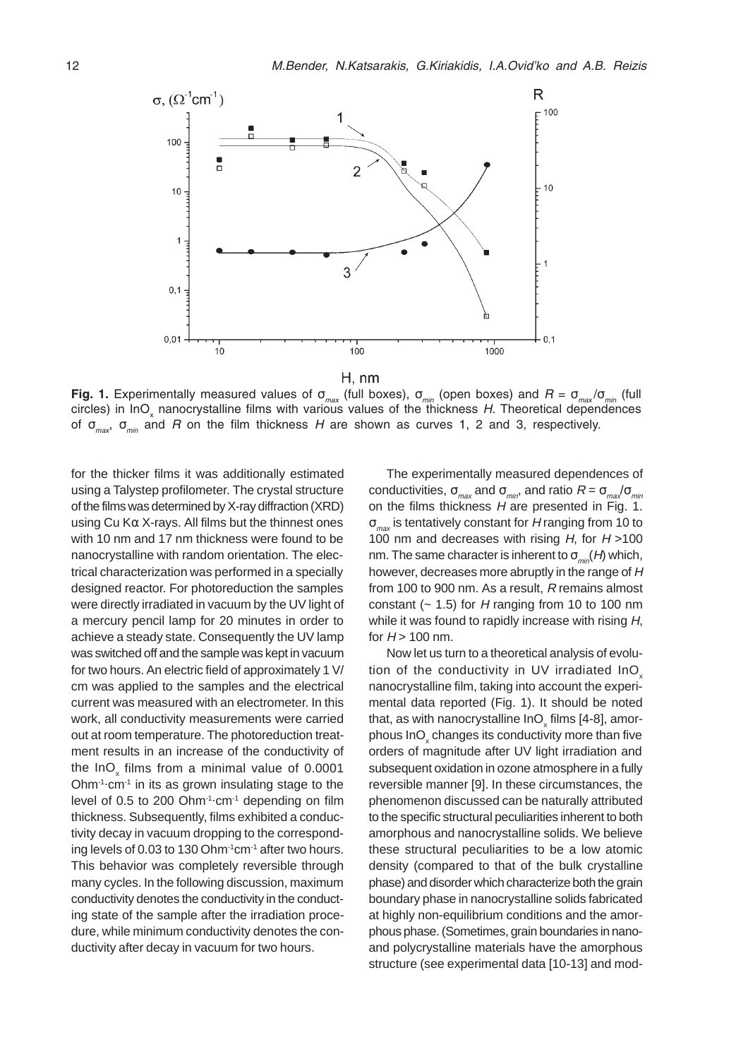**Fig. 1.** Experimentally measured values of $\sigma_{max}$ (full boxes), $\sigma_{min}$ (open boxes) and $R = \sigma_{max}/\sigma_{min}$ (full circles) in $InO_x$ nanocrystalline films with various values of the thickness $H$. Theoretical dependences of $\sigma_{max}$, $\sigma_{min}$ and $R$ on the film thickness $H$ are shown as curves 1, 2 and 3, respectively.

for the thicker films it was additionally estimated using a Talystep profilometer. The crystal structure of the films was determined by X-ray diffraction (XRD) using Cu Kα X-rays. All films but the thinnest ones with 10 nm and 17 nm thickness were found to be nanocrystalline with random orientation. The electrical characterization was performed in a specially designed reactor. For photoreduction the samples were directly irradiated in vacuum by the UV light of a mercury pencil lamp for 20 minutes in order to achieve a steady state. Consequently the UV lamp was switched off and the sample was kept in vacuum for two hours. An electric field of approximately 1 V/cm was applied to the samples and the electrical current was measured with an electrometer. In this work, all conductivity measurements were carried out at room temperature. The photoreduction treatment results in an increase of the conductivity of the $InO_x$ films from a minimal value of 0.0001 $Ohm^{-1} \cdot cm^{-1}$ in its as grown insulating stage to the level of 0.5 to 200 $Ohm^{-1} \cdot cm^{-1}$ depending on film thickness. Subsequently, films exhibited a conductivity decay in vacuum dropping to the corresponding levels of 0.03 to 130 $Ohm^{-1}cm^{-1}$ after two hours. This behavior was completely reversible through many cycles. In the following discussion, maximum conductivity denotes the conductivity in the conducting state of the sample after the irradiation procedure, while minimum conductivity denotes the conductivity after decay in vacuum for two hours.

The experimentally measured dependences of conductivities, $\sigma_{max}$ and $\sigma_{min}$, and ratio $R = \sigma_{max}/\sigma_{min}$ on the films thickness $H$ are presented in Fig. 1. $\sigma_{max}$ is tentatively constant for $H$ ranging from 10 to 100 nm and decreases with rising $H$, for $H$ >100 nm. The same character is inherent to $\sigma_{min}(H)$ which, however, decreases more abruptly in the range of $H$ from 100 to 900 nm. As a result, $R$ remains almost constant (~ 1.5) for $H$ ranging from 10 to 100 nm while it was found to rapidly increase with rising $H$, for $H$ > 100 nm.

Now let us turn to a theoretical analysis of evolution of the conductivity in UV irradiated $InO_x$ nanocrystalline film, taking into account the experimental data reported (Fig. 1). It should be noted that, as with nanocrystalline $InO_x$ films [4-8], amorphous $InO_x$ changes its conductivity more than five orders of magnitude after UV light irradiation and subsequent oxidation in ozone atmosphere in a fully reversible manner [9]. In these circumstances, the phenomenon discussed can be naturally attributed to the specific structural peculiarities inherent to both amorphous and nanocrystalline solids. We believe these structural peculiarities to be a low atomic density (compared to that of the bulk crystalline phase) and disorder which characterize both the grain boundary phase in nanocrystalline solids fabricated at highly non-equilibrium conditions and the amorphous phase. (Sometimes, grain boundaries in nano- and polycrystalline materials have the amorphous structure (see experimental data [10-13] and mod-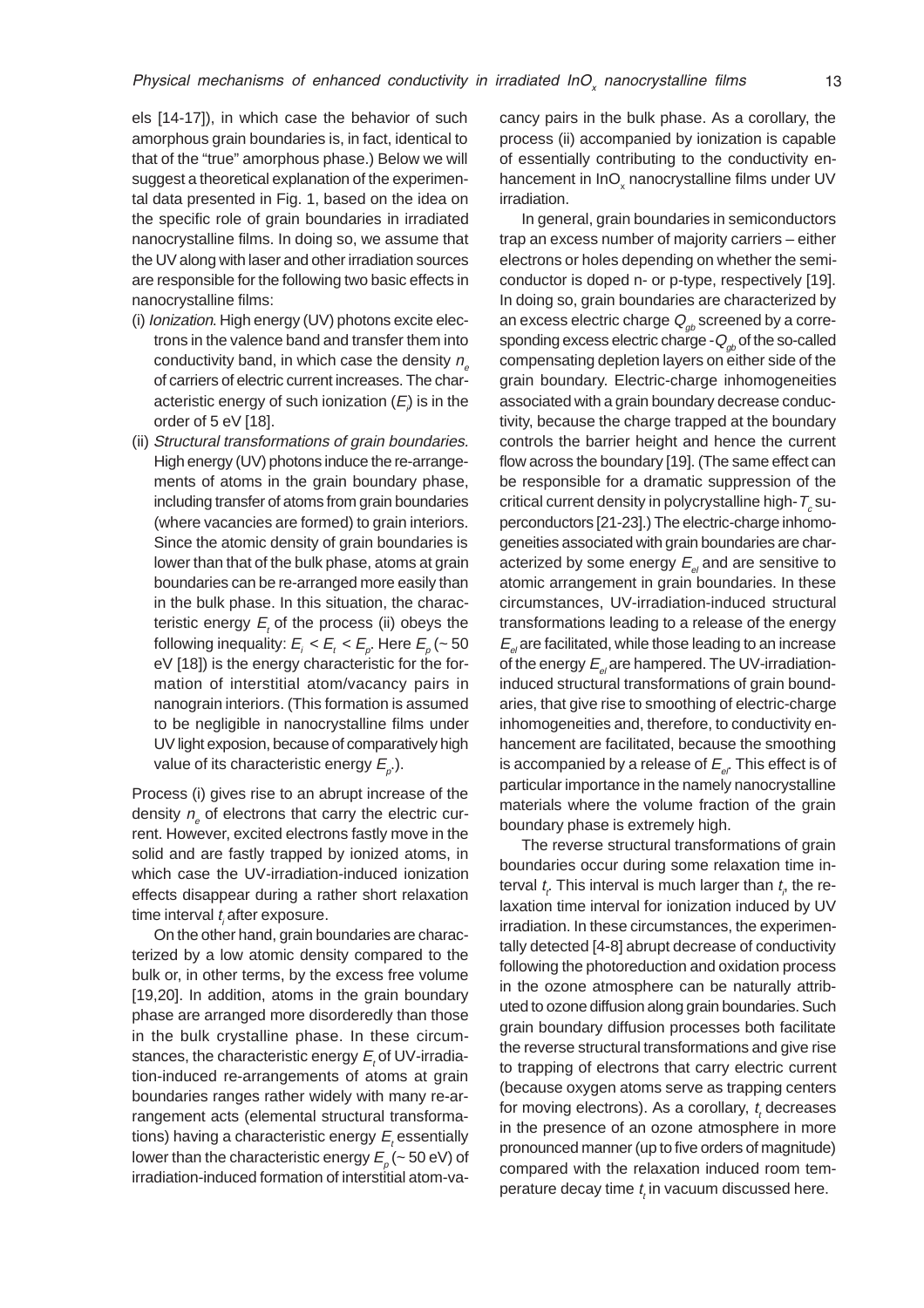els [14-17]), in which case the behavior of such amorphous grain boundaries is, in fact, identical to that of the "true" amorphous phase.) Below we will suggest a theoretical explanation of the experimental data presented in Fig. 1, based on the idea on the specific role of grain boundaries in irradiated nanocrystalline films. In doing so, we assume that the UV along with laser and other irradiation sources are responsible for the following two basic effects in nanocrystalline films:

(i) *Ionization*. High energy (UV) photons excite electrons in the valence band and transfer them into conductivity band, in which case the density $n_e$ of carriers of electric current increases. The characteristic energy of such ionization ($E_i$) is in the order of 5 eV [18].

(ii) *Structural transformations of grain boundaries*. High energy (UV) photons induce the re-arrangements of atoms in the grain boundary phase, including transfer of atoms from grain boundaries (where vacancies are formed) to grain interiors. Since the atomic density of grain boundaries is lower than that of the bulk phase, atoms at grain boundaries can be re-arranged more easily than in the bulk phase. In this situation, the characteristic energy $E_t$ of the process (ii) obeys the following inequality: $E_i < E_t < E_p$. Here $E_p$ (~ 50 eV [18]) is the energy characteristic for the formation of interstitial atom/vacancy pairs in nanograin interiors. (This formation is assumed to be negligible in nanocrystalline films under UV light exposion, because of comparatively high value of its characteristic energy $E_p$.).

Process (i) gives rise to an abrupt increase of the density $n_e$ of electrons that carry the electric current. However, excited electrons fastly move in the solid and are fastly trapped by ionized atoms, in which case the UV-irradiation-induced ionization effects disappear during a rather short relaxation time interval $t_i$ after exposure.

On the other hand, grain boundaries are characterized by a low atomic density compared to the bulk or, in other terms, by the excess free volume [19,20]. In addition, atoms in the grain boundary phase are arranged more disorderedly than those in the bulk crystalline phase. In these circumstances, the characteristic energy $E_t$ of UV-irradiation-induced re-arrangements of atoms at grain boundaries ranges rather widely with many re-arrangement acts (elemental structural transformations) having a characteristic energy $E_t$ essentially lower than the characteristic energy $E_p$ (~ 50 eV) of irradiation-induced formation of interstitial atom-vacancy pairs in the bulk phase. As a corollary, the process (ii) accompanied by ionization is capable of essentially contributing to the conductivity enhancement in $InO_x$ nanocrystalline films under UV irradiation.

In general, grain boundaries in semiconductors trap an excess number of majority carriers – either electrons or holes depending on whether the semiconductor is doped n- or p-type, respectively [19]. In doing so, grain boundaries are characterized by an excess electric charge $Q_{gb}$ screened by a corresponding excess electric charge $-Q_{gb}$ of the so-called compensating depletion layers on either side of the grain boundary. Electric-charge inhomogeneities associated with a grain boundary decrease conductivity, because the charge trapped at the boundary controls the barrier height and hence the current flow across the boundary [19]. (The same effect can be responsible for a dramatic suppression of the critical current density in polycrystalline high-$T_c$ superconductors [21-23].) The electric-charge inhomogeneities associated with grain boundaries are characterized by some energy $E_{el}$ and are sensitive to atomic arrangement in grain boundaries. In these circumstances, UV-irradiation-induced structural transformations leading to a release of the energy $E_{el}$ are facilitated, while those leading to an increase of the energy $E_{el}$ are hampered. The UV-irradiation-induced structural transformations of grain boundaries, that give rise to smoothing of electric-charge inhomogeneities and, therefore, to conductivity enhancement are facilitated, because the smoothing is accompanied by a release of $E_{el}$. This effect is of particular importance in the namely nanocrystalline materials where the volume fraction of the grain boundary phase is extremely high.

The reverse structural transformations of grain boundaries occur during some relaxation time interval $t_t$. This interval is much larger than $t_i$, the relaxation time interval for ionization induced by UV irradiation. In these circumstances, the experimentally detected [4-8] abrupt decrease of conductivity following the photoreduction and oxidation process in the ozone atmosphere can be naturally attributed to ozone diffusion along grain boundaries. Such grain boundary diffusion processes both facilitate the reverse structural transformations and give rise to trapping of electrons that carry electric current (because oxygen atoms serve as trapping centers for moving electrons). As a corollary, $t_t$ decreases in the presence of an ozone atmosphere in more pronounced manner (up to five orders of magnitude) compared with the relaxation induced room temperature decay time $t_t$ in vacuum discussed here.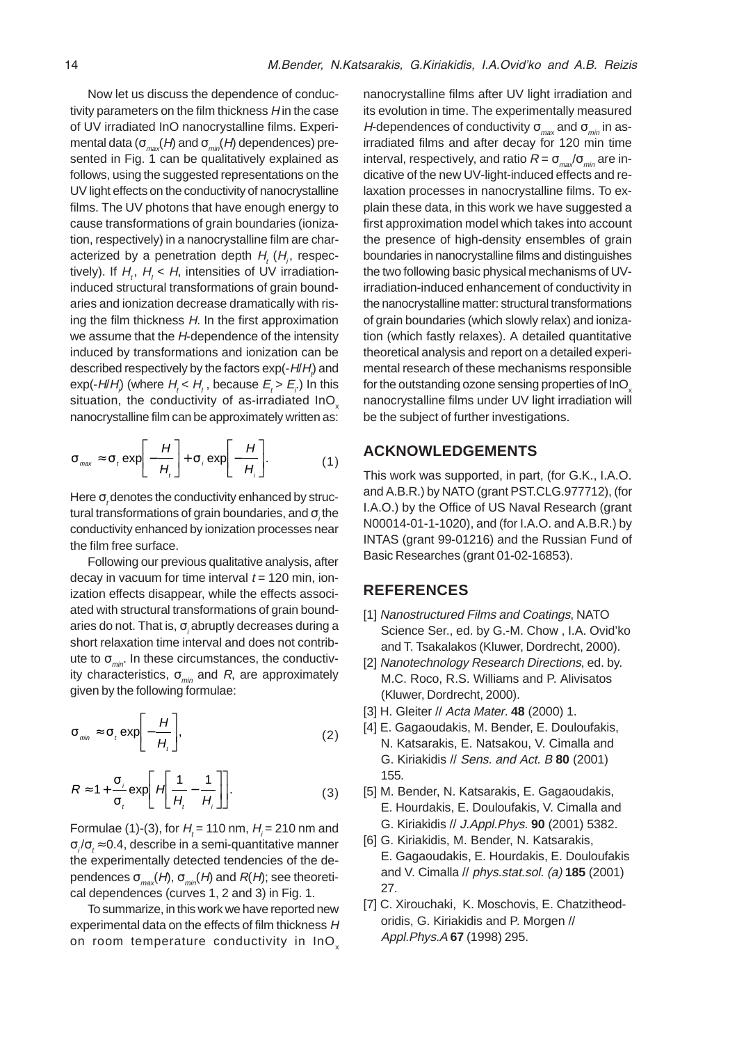Now let us discuss the dependence of conductivity parameters on the film thickness $H$ in the case of UV irradiated InO nanocrystalline films. Experimental data ($\sigma_{max}(H)$ and $\sigma_{min}(H)$ dependences) presented in Fig. 1 can be qualitatively explained as follows, using the suggested representations on the UV light effects on the conductivity of nanocrystalline films. The UV photons that have enough energy to cause transformations of grain boundaries (ionization, respectively) in a nanocrystalline film are characterized by a penetration depth $H_t$ ($H_i$, respectively). If $H_t$, $H_i < H$, intensities of UV irradiation-induced structural transformations of grain boundaries and ionization decrease dramatically with rising the film thickness $H$. In the first approximation we assume that the $H$-dependence of the intensity induced by transformations and ionization can be described respectively by the factors $\exp(-H/H_t)$ and $\exp(-H/H_i)$ (where $H_t < H_i$, because $E_t > E_i$.) In this situation, the conductivity of as-irradiated $InO_x$ nanocrystalline film can be approximately written as:

$$\sigma_{max} \approx \sigma_t \exp\left[-\frac{H}{H_t}\right] + \sigma_i \exp\left[-\frac{H}{H_i}\right]. \tag{1}$$

Here $\sigma_t$ denotes the conductivity enhanced by structural transformations of grain boundaries, and $\sigma_i$ the conductivity enhanced by ionization processes near the film free surface.

Following our previous qualitative analysis, after decay in vacuum for time interval $t = 120$ min, ionization effects disappear, while the effects associated with structural transformations of grain boundaries do not. That is, $\sigma_i$ abruptly decreases during a short relaxation time interval and does not contribute to $\sigma_{min}$. In these circumstances, the conductivity characteristics, $\sigma_{min}$ and $R$, are approximately given by the following formulae:

$$\sigma_{min} \approx \sigma_t \exp\left[-\frac{H}{H_t}\right], \tag{2}$$

$$R \approx 1 + \frac{\sigma_i}{\sigma_t} \exp\left[H\left[\frac{1}{H_t} - \frac{1}{H_i}\right]\right]. \tag{3}$$

Formulae (1)-(3), for $H_t = 110$ nm, $H_i = 210$ nm and $\sigma_i/\sigma_t \approx 0.4$, describe in a semi-quantitative manner the experimentally detected tendencies of the dependences $\sigma_{max}(H)$, $\sigma_{min}(H)$ and $R(H)$; see theoretical dependences (curves 1, 2 and 3) in Fig. 1.

To summarize, in this work we have reported new experimental data on the effects of film thickness $H$ on room temperature conductivity in $InO_x$ nanocrystalline films after UV light irradiation and its evolution in time. The experimentally measured $H$-dependences of conductivity $\sigma_{max}$ and $\sigma_{min}$ in as-irradiated films and after decay for 120 min time interval, respectively, and ratio $R = \sigma_{max}/\sigma_{min}$ are indicative of the new UV-light-induced effects and relaxation processes in nanocrystalline films. To explain these data, in this work we have suggested a first approximation model which takes into account the presence of high-density ensembles of grain boundaries in nanocrystalline films and distinguishes the two following basic physical mechanisms of UV-irradiation-induced enhancement of conductivity in the nanocrystalline matter: structural transformations of grain boundaries (which slowly relax) and ionization (which fastly relaxes). A detailed quantitative theoretical analysis and report on a detailed experimental research of these mechanisms responsible for the outstanding ozone sensing properties of $InO_x$ nanocrystalline films under UV light irradiation will be the subject of further investigations.

## ACKNOWLEDGEMENTS

This work was supported, in part, (for G.K., I.A.O. and A.B.R.) by NATO (grant PST.CLG.977712), (for I.A.O.) by the Office of US Naval Research (grant N00014-01-1-1020), and (for I.A.O. and A.B.R.) by INTAS (grant 99-01216) and the Russian Fund of Basic Researches (grant 01-02-16853).

## REFERENCES

[1] *Nanostructured Films and Coatings*, NATO Science Ser., ed. by G.-M. Chow , I.A. Ovid'ko and T. Tsakalakos (Kluwer, Dordrecht, 2000).

[2] *Nanotechnology Research Directions*, ed. by. M.C. Roco, R.S. Williams and P. Alivisatos (Kluwer, Dordrecht, 2000).

[3] H. Gleiter // *Acta Mater.* **48** (2000) 1.

[4] E. Gagaoudakis, M. Bender, E. Douloufakis, N. Katsarakis, E. Natsakou, V. Cimalla and G. Kiriakidis // *Sens. and Act. B* **80** (2001) 155.

[5] M. Bender, N. Katsarakis, E. Gagaoudakis, E. Hourdakis, E. Douloufakis, V. Cimalla and G. Kiriakidis // *J.Appl.Phys.* **90** (2001) 5382.

[6] G. Kiriakidis, M. Bender, N. Katsarakis, E. Gagaoudakis, E. Hourdakis, E. Douloufakis and V. Cimalla // *phys.stat.sol. (a)* **185** (2001) 27.

[7] C. Xirouchaki, K. Moschovis, E. Chatzitheodoridis, G. Kiriakidis and P. Morgen // *Appl.Phys.A* **67** (1998) 295.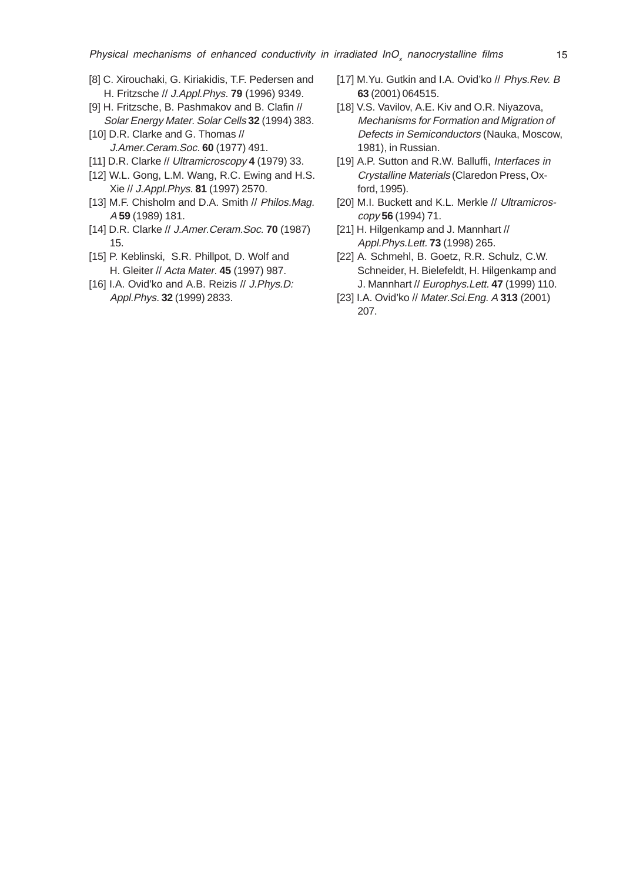[8] C. Xirouchaki, G. Kiriakidis, T.F. Pedersen and H. Fritzsche // *J.Appl.Phys.* **79** (1996) 9349.

[9] H. Fritzsche, B. Pashmakov and B. Clafin // *Solar Energy Mater. Solar Cells* **32** (1994) 383.

[10] D.R. Clarke and G. Thomas // *J.Amer.Ceram.Soc.* **60** (1977) 491.

[11] D.R. Clarke // *Ultramicroscopy* **4** (1979) 33.

[12] W.L. Gong, L.M. Wang, R.C. Ewing and H.S. Xie // *J.Appl.Phys.* **81** (1997) 2570.

[13] M.F. Chisholm and D.A. Smith // *Philos.Mag. A* **59** (1989) 181.

[14] D.R. Clarke // *J.Amer.Ceram.Soc.* **70** (1987) 15.

[15] P. Keblinski, S.R. Phillpot, D. Wolf and H. Gleiter // *Acta Mater.* **45** (1997) 987.

[16] I.A. Ovid'ko and A.B. Reizis // *J.Phys.D: Appl.Phys.* **32** (1999) 2833.

[17] M.Yu. Gutkin and I.A. Ovid'ko // *Phys.Rev. B* **63** (2001) 064515.

[18] V.S. Vavilov, A.E. Kiv and O.R. Niyazova, *Mechanisms for Formation and Migration of Defects in Semiconductors* (Nauka, Moscow, 1981), in Russian.

[19] A.P. Sutton and R.W. Balluffi, *Interfaces in Crystalline Materials* (Claredon Press, Oxford, 1995).

[20] M.I. Buckett and K.L. Merkle // *Ultramicroscopy* **56** (1994) 71.

[21] H. Hilgenkamp and J. Mannhart // *Appl.Phys.Lett.* **73** (1998) 265.

[22] A. Schmehl, B. Goetz, R.R. Schulz, C.W. Schneider, H. Bielefeldt, H. Hilgenkamp and J. Mannhart // *Europhys.Lett.* **47** (1999) 110.

[23] I.A. Ovid'ko // *Mater.Sci.Eng. A* **313** (2001) 207.